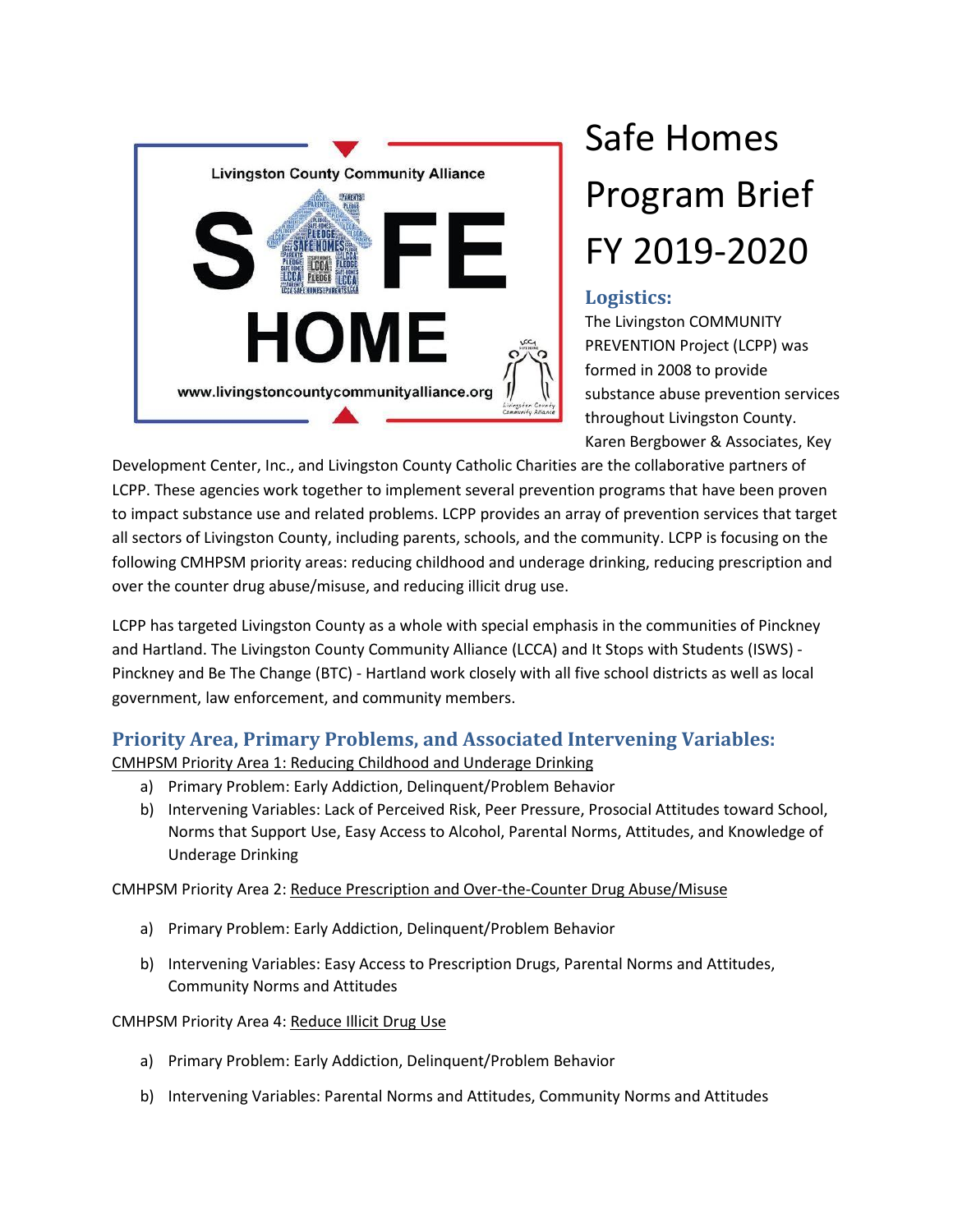# Safe Homes Program Brief FY 2019-2020

## Logistics:

The Livingston COMMUNITY PREVENTION Project (LCPP) was formed in 2008 to provide substance abuse prevention services throughout Livingston County. Karen Bergbower & Associates, Key Development Center, Inc., and Livingston County Catholic Charities are the collaborative partners of LCPP. These agencies work together to implement several prevention programs that have been proven to impact substance use and related problems. LCPP provides an array of prevention services that target all sectors of Livingston County, including parents, schools, and the community. LCPP is focusing on the following CMHPSM priority areas: reducing childhood and underage drinking, reducing prescription and over the counter drug abuse/misuse, and reducing illicit drug use.

LCPP has targeted Livingston County as a whole with special emphasis in the communities of Pinckney and Hartland. The Livingston County Community Alliance (LCCA) and It Stops with Students (ISWS) - Pinckney and Be The Change (BTC) - Hartland work closely with all five school districts as well as local government, law enforcement, and community members.

## Priority Area, Primary Problems, and Associated Intervening Variables:

CMHPSM Priority Area 1: Reducing Childhood and Underage Drinking

a) Primary Problem: Early Addiction, Delinquent/Problem Behavior
b) Intervening Variables: Lack of Perceived Risk, Peer Pressure, Prosocial Attitudes toward School, Norms that Support Use, Easy Access to Alcohol, Parental Norms, Attitudes, and Knowledge of Underage Drinking

CMHPSM Priority Area 2: Reduce Prescription and Over-the-Counter Drug Abuse/Misuse

a) Primary Problem: Early Addiction, Delinquent/Problem Behavior
b) Intervening Variables: Easy Access to Prescription Drugs, Parental Norms and Attitudes, Community Norms and Attitudes

CMHPSM Priority Area 4: Reduce Illicit Drug Use

a) Primary Problem: Early Addiction, Delinquent/Problem Behavior
b) Intervening Variables: Parental Norms and Attitudes, Community Norms and Attitudes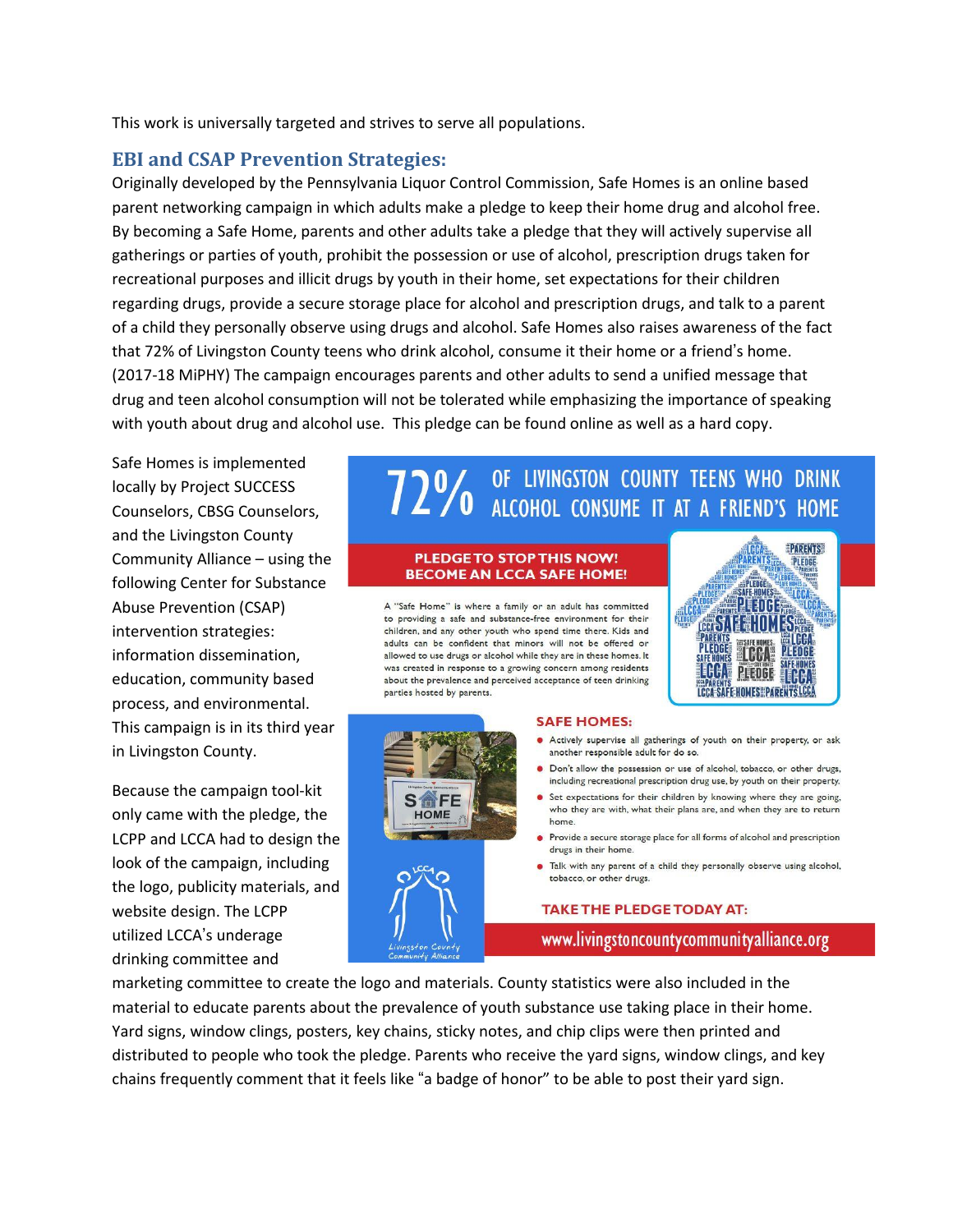This work is universally targeted and strives to serve all populations.

## EBI and CSAP Prevention Strategies:

Originally developed by the Pennsylvania Liquor Control Commission, Safe Homes is an online based parent networking campaign in which adults make a pledge to keep their home drug and alcohol free. By becoming a Safe Home, parents and other adults take a pledge that they will actively supervise all gatherings or parties of youth, prohibit the possession or use of alcohol, prescription drugs taken for recreational purposes and illicit drugs by youth in their home, set expectations for their children regarding drugs, provide a secure storage place for alcohol and prescription drugs, and talk to a parent of a child they personally observe using drugs and alcohol. Safe Homes also raises awareness of the fact that 72% of Livingston County teens who drink alcohol, consume it their home or a friend's home. (2017-18 MiPHY) The campaign encourages parents and other adults to send a unified message that drug and teen alcohol consumption will not be tolerated while emphasizing the importance of speaking with youth about drug and alcohol use. This pledge can be found online as well as a hard copy.

Safe Homes is implemented locally by Project SUCCESS Counselors, CBSG Counselors, and the Livingston County Community Alliance – using the following Center for Substance Abuse Prevention (CSAP) intervention strategies: information dissemination, education, community based process, and environmental. This campaign is in its third year in Livingston County.

**72% OF LIVINGSTON COUNTY TEENS WHO DRINK ALCOHOL CONSUME IT AT A FRIEND'S HOME**

**PLEDGE TO STOP THIS NOW! BECOME AN LCCA SAFE HOME!**

A "Safe Home" is where a family or an adult has committed to providing a safe and substance-free environment for their children, and any other youth who spend time there. Kids and adults can be confident that minors will not be offered or allowed to use drugs or alcohol while they are in these homes. It was created in response to a growing concern among residents about the prevalence and perceived acceptance of teen drinking parties hosted by parents.

**SAFE HOMES:**

- Actively supervise all gatherings of youth on their property, or ask another responsible adult for do so.
- Don't allow the possession or use of alcohol, tobacco, or other drugs, including recreational prescription drug use, by youth on their property.
- Set expectations for their children by knowing where they are going, who they are with, what their plans are, and when they are to return home.
- Provide a secure storage place for all forms of alcohol and prescription drugs in their home.
- Talk with any parent of a child they personally observe using alcohol, tobacco, or other drugs.

**TAKE THE PLEDGE TODAY AT:**

www.livingstoncountycommunityalliance.org

Because the campaign tool-kit only came with the pledge, the LCPP and LCCA had to design the look of the campaign, including the logo, publicity materials, and website design. The LCPP utilized LCCA's underage drinking committee and marketing committee to create the logo and materials. County statistics were also included in the material to educate parents about the prevalence of youth substance use taking place in their home. Yard signs, window clings, posters, key chains, sticky notes, and chip clips were then printed and distributed to people who took the pledge. Parents who receive the yard signs, window clings, and key chains frequently comment that it feels like "a badge of honor" to be able to post their yard sign.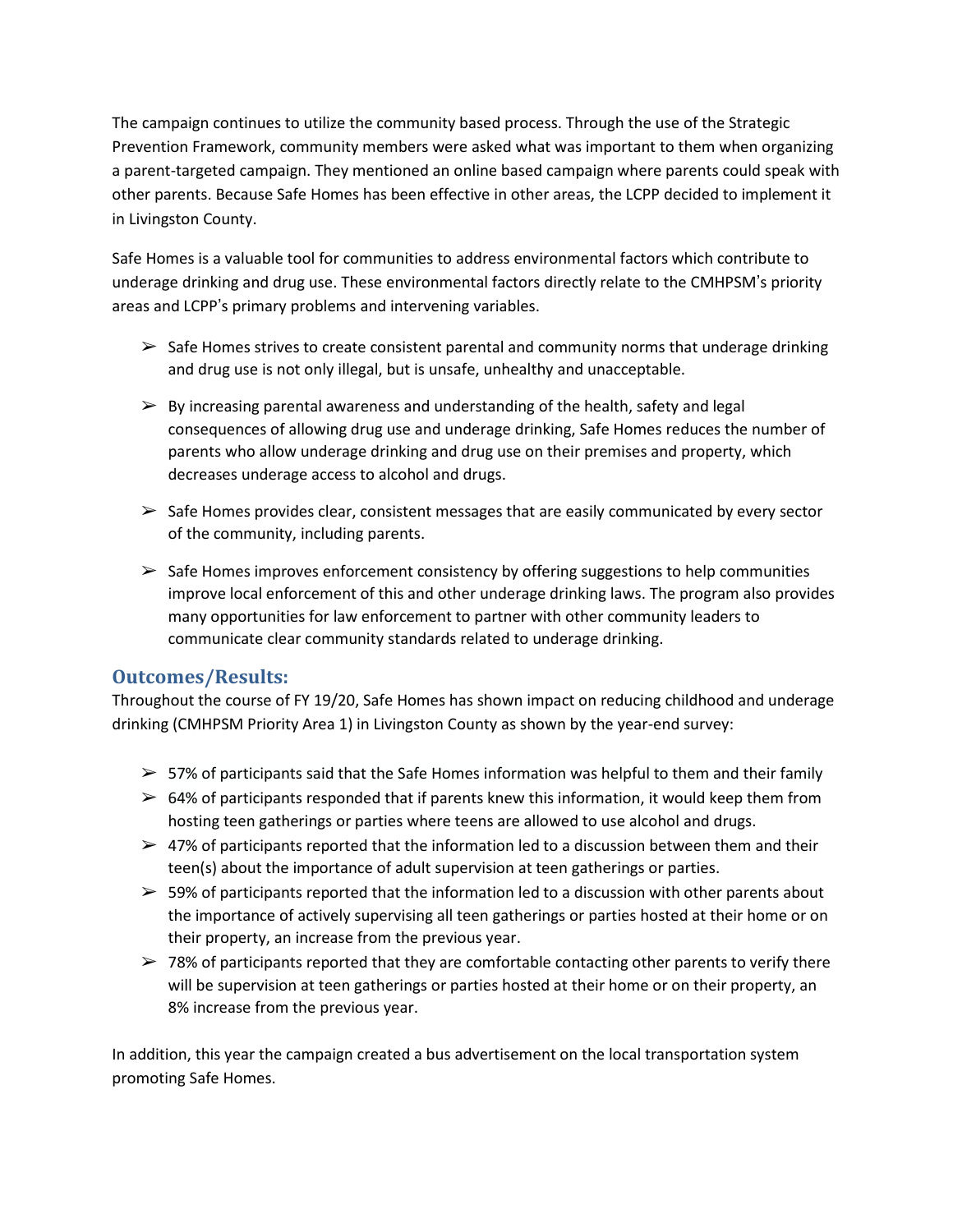The campaign continues to utilize the community based process. Through the use of the Strategic Prevention Framework, community members were asked what was important to them when organizing a parent-targeted campaign. They mentioned an online based campaign where parents could speak with other parents. Because Safe Homes has been effective in other areas, the LCPP decided to implement it in Livingston County.

Safe Homes is a valuable tool for communities to address environmental factors which contribute to underage drinking and drug use. These environmental factors directly relate to the CMHPSM's priority areas and LCPP's primary problems and intervening variables.

- Safe Homes strives to create consistent parental and community norms that underage drinking and drug use is not only illegal, but is unsafe, unhealthy and unacceptable.
- By increasing parental awareness and understanding of the health, safety and legal consequences of allowing drug use and underage drinking, Safe Homes reduces the number of parents who allow underage drinking and drug use on their premises and property, which decreases underage access to alcohol and drugs.
- Safe Homes provides clear, consistent messages that are easily communicated by every sector of the community, including parents.
- Safe Homes improves enforcement consistency by offering suggestions to help communities improve local enforcement of this and other underage drinking laws. The program also provides many opportunities for law enforcement to partner with other community leaders to communicate clear community standards related to underage drinking.

## Outcomes/Results:

Throughout the course of FY 19/20, Safe Homes has shown impact on reducing childhood and underage drinking (CMHPSM Priority Area 1) in Livingston County as shown by the year-end survey:

- 57% of participants said that the Safe Homes information was helpful to them and their family
- 64% of participants responded that if parents knew this information, it would keep them from hosting teen gatherings or parties where teens are allowed to use alcohol and drugs.
- 47% of participants reported that the information led to a discussion between them and their teen(s) about the importance of adult supervision at teen gatherings or parties.
- 59% of participants reported that the information led to a discussion with other parents about the importance of actively supervising all teen gatherings or parties hosted at their home or on their property, an increase from the previous year.
- 78% of participants reported that they are comfortable contacting other parents to verify there will be supervision at teen gatherings or parties hosted at their home or on their property, an 8% increase from the previous year.

In addition, this year the campaign created a bus advertisement on the local transportation system promoting Safe Homes.